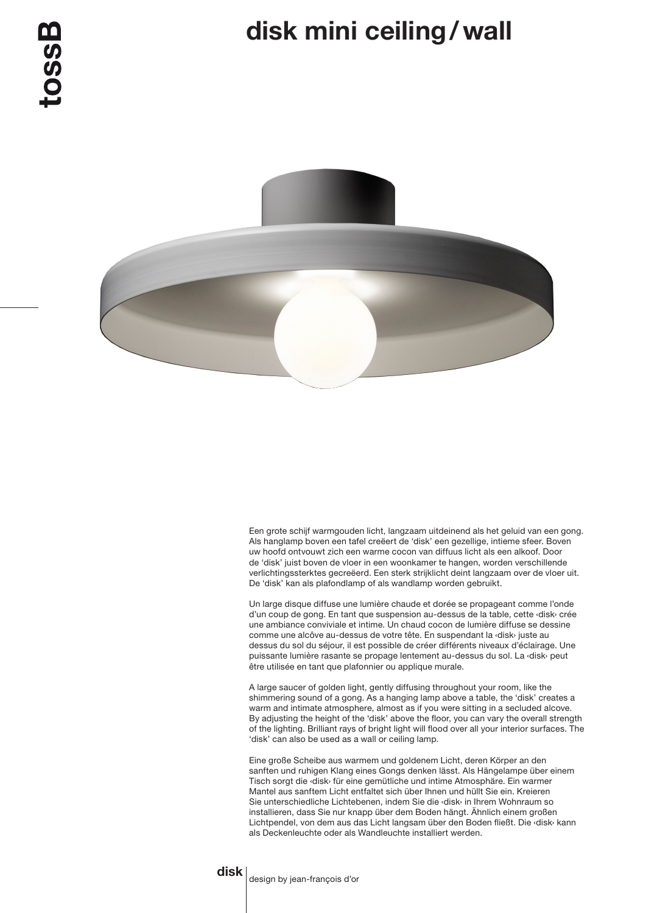# disk mini ceiling / wall

Een grote schijf warmgouden licht, langzaam uitdeinend als het geluid van een gong. Als hanglamp boven een tafel creëert de 'disk' een gezellige, intieme sfeer. Boven uw hoofd ontvouwt zich een warme cocon van diffuus licht als een alkoof. Door de 'disk' juist boven de vloer in een woonkamer te hangen, worden verschillende verlichtingssterktes gecreëerd. Een sterk strijklicht deint langzaam over de vloer uit. De 'disk' kan als plafondlamp of als wandlamp worden gebruikt.

Un large disque diffuse une lumière chaude et dorée se propageant comme l'onde d'un coup de gong. En tant que suspension au-dessus de la table, cette ‹disk› crée une ambiance conviviale et intime. Un chaud cocon de lumière diffuse se dessine comme une alcôve au-dessus de votre tête. En suspendant la ‹disk› juste au dessus du sol du séjour, il est possible de créer différents niveaux d'éclairage. Une puissante lumière rasante se propage lentement au-dessus du sol. La ‹disk› peut être utilisée en tant que plafonnier ou applique murale.

A large saucer of golden light, gently diffusing throughout your room, like the shimmering sound of a gong. As a hanging lamp above a table, the 'disk' creates a warm and intimate atmosphere, almost as if you were sitting in a secluded alcove. By adjusting the height of the 'disk' above the floor, you can vary the overall strength of the lighting. Brilliant rays of bright light will flood over all your interior surfaces. The 'disk' can also be used as a wall or ceiling lamp.

Eine große Scheibe aus warmem und goldenem Licht, deren Körper an den sanften und ruhigen Klang eines Gongs denken lässt. Als Hängelampe über einem Tisch sorgt die ‹disk› für eine gemütliche und intime Atmosphäre. Ein warmer Mantel aus sanftem Licht entfaltet sich über Ihnen und hüllt Sie ein. Kreieren Sie unterschiedliche Lichtebenen, indem Sie die ‹disk› in Ihrem Wohnraum so installieren, dass Sie nur knapp über dem Boden hängt. Ähnlich einem großen Lichtpendel, von dem aus das Licht langsam über den Boden fließt. Die ‹disk› kann als Deckenleuchte oder als Wandleuchte installiert werden.

**disk** | design by jean-françois d'or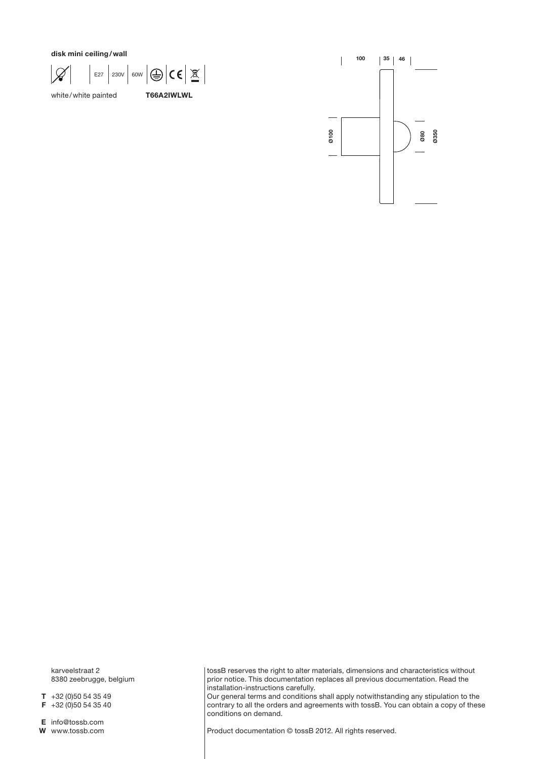**disk mini ceiling / wall**

E27 | 230V | 60W

white / white painted **T66A2IWLWL**

100
35
46
Ø100
Ø80
Ø350

karveelstraat 2
8380 zeebrugge, belgium

**T** +32 (0)50 54 35 49
**F** +32 (0)50 54 35 40

**E** info@tossb.com
**W** www.tossb.com

tossB reserves the right to alter materials, dimensions and characteristics without prior notice. This documentation replaces all previous documentation. Read the installation-instructions carefully.
Our general terms and conditions shall apply notwithstanding any stipulation to the contrary to all the orders and agreements with tossB. You can obtain a copy of these conditions on demand.

Product documentation © tossB 2012. All rights reserved.